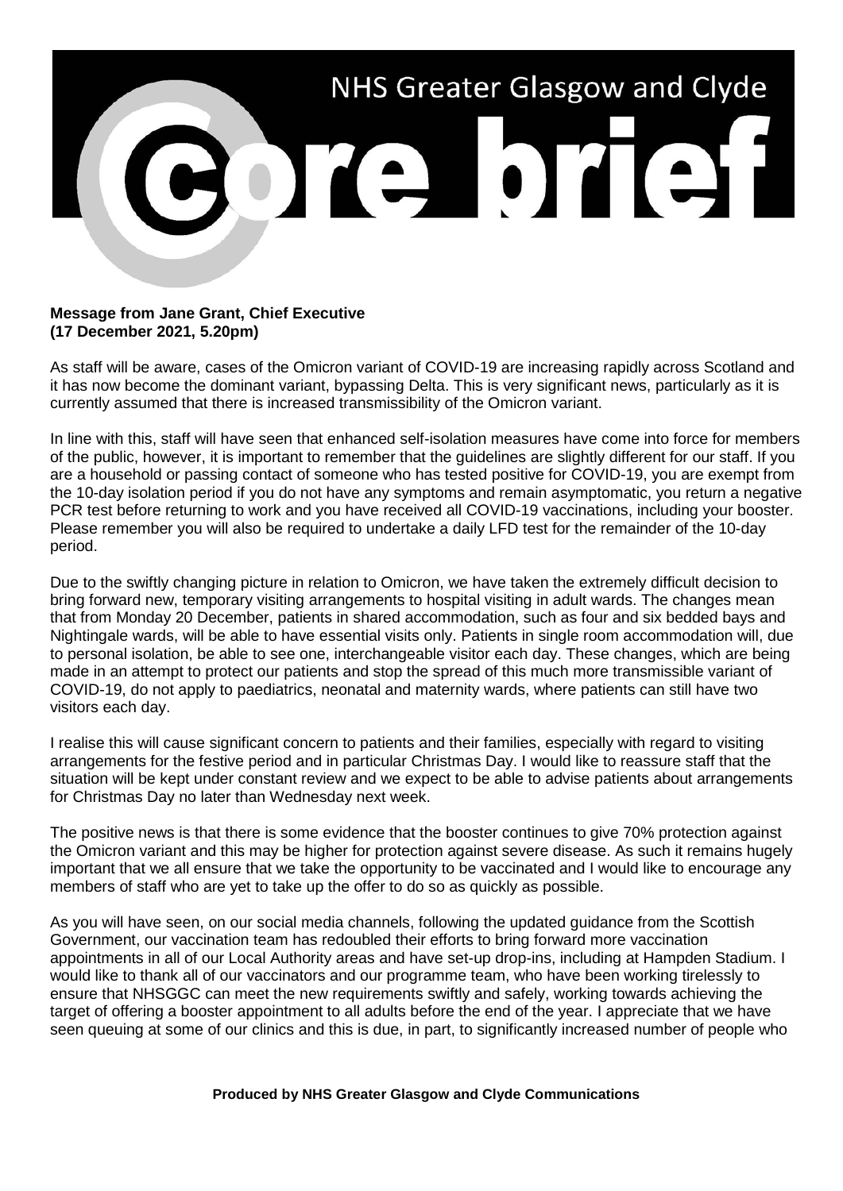# NHS Greater Glasgow and Clyde

# core brief

**Message from Jane Grant, Chief Executive**
**(17 December 2021, 5.20pm)**

As staff will be aware, cases of the Omicron variant of COVID-19 are increasing rapidly across Scotland and it has now become the dominant variant, bypassing Delta. This is very significant news, particularly as it is currently assumed that there is increased transmissibility of the Omicron variant.

In line with this, staff will have seen that enhanced self-isolation measures have come into force for members of the public, however, it is important to remember that the guidelines are slightly different for our staff. If you are a household or passing contact of someone who has tested positive for COVID-19, you are exempt from the 10-day isolation period if you do not have any symptoms and remain asymptomatic, you return a negative PCR test before returning to work and you have received all COVID-19 vaccinations, including your booster. Please remember you will also be required to undertake a daily LFD test for the remainder of the 10-day period.

Due to the swiftly changing picture in relation to Omicron, we have taken the extremely difficult decision to bring forward new, temporary visiting arrangements to hospital visiting in adult wards. The changes mean that from Monday 20 December, patients in shared accommodation, such as four and six bedded bays and Nightingale wards, will be able to have essential visits only. Patients in single room accommodation will, due to personal isolation, be able to see one, interchangeable visitor each day. These changes, which are being made in an attempt to protect our patients and stop the spread of this much more transmissible variant of COVID-19, do not apply to paediatrics, neonatal and maternity wards, where patients can still have two visitors each day.

I realise this will cause significant concern to patients and their families, especially with regard to visiting arrangements for the festive period and in particular Christmas Day. I would like to reassure staff that the situation will be kept under constant review and we expect to be able to advise patients about arrangements for Christmas Day no later than Wednesday next week.

The positive news is that there is some evidence that the booster continues to give 70% protection against the Omicron variant and this may be higher for protection against severe disease. As such it remains hugely important that we all ensure that we take the opportunity to be vaccinated and I would like to encourage any members of staff who are yet to take up the offer to do so as quickly as possible.

As you will have seen, on our social media channels, following the updated guidance from the Scottish Government, our vaccination team has redoubled their efforts to bring forward more vaccination appointments in all of our Local Authority areas and have set-up drop-ins, including at Hampden Stadium. I would like to thank all of our vaccinators and our programme team, who have been working tirelessly to ensure that NHSGGC can meet the new requirements swiftly and safely, working towards achieving the target of offering a booster appointment to all adults before the end of the year. I appreciate that we have seen queuing at some of our clinics and this is due, in part, to significantly increased number of people who

**Produced by NHS Greater Glasgow and Clyde Communications**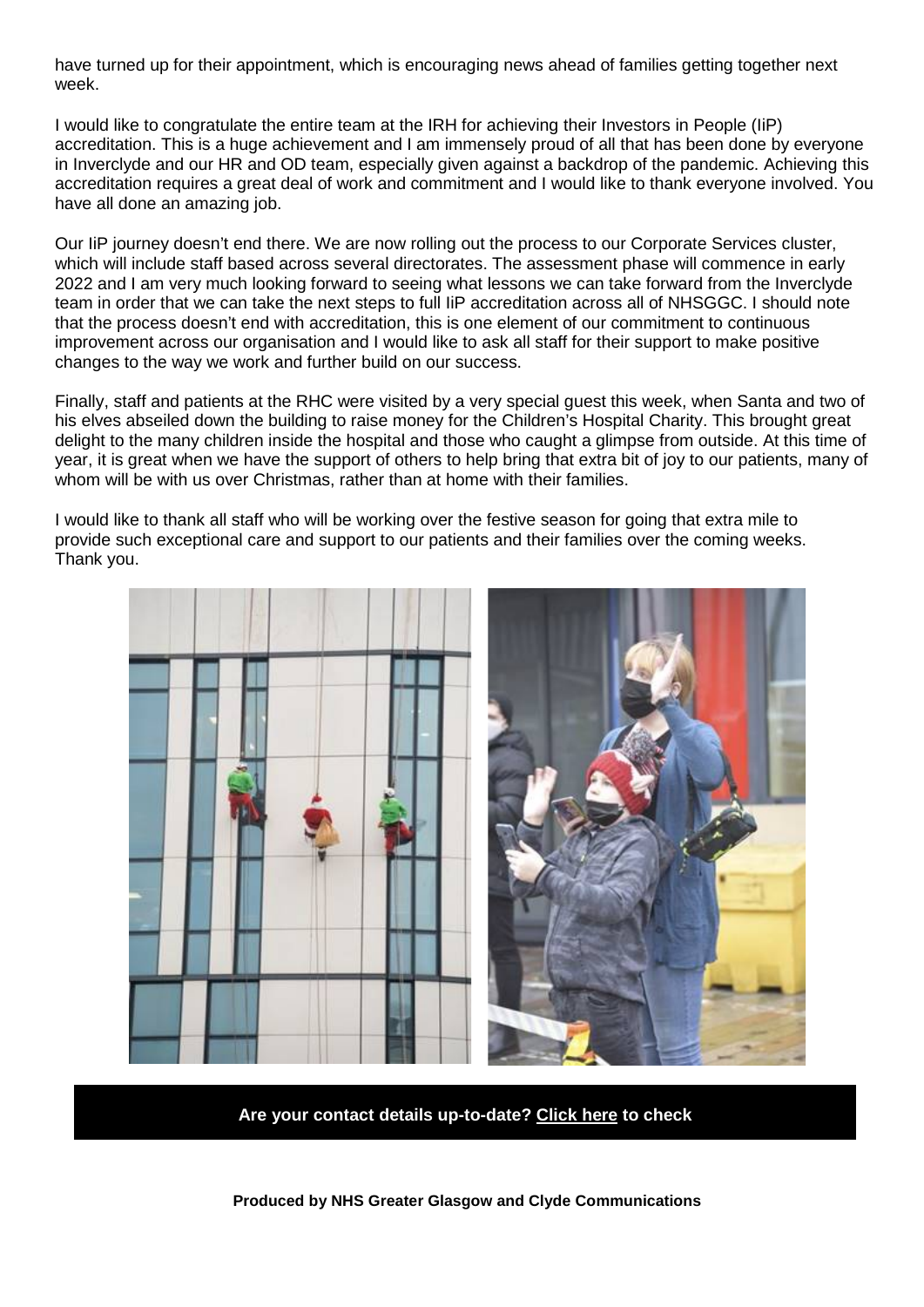have turned up for their appointment, which is encouraging news ahead of families getting together next week.

I would like to congratulate the entire team at the IRH for achieving their Investors in People (IiP) accreditation. This is a huge achievement and I am immensely proud of all that has been done by everyone in Inverclyde and our HR and OD team, especially given against a backdrop of the pandemic. Achieving this accreditation requires a great deal of work and commitment and I would like to thank everyone involved. You have all done an amazing job.

Our IiP journey doesn't end there. We are now rolling out the process to our Corporate Services cluster, which will include staff based across several directorates. The assessment phase will commence in early 2022 and I am very much looking forward to seeing what lessons we can take forward from the Inverclyde team in order that we can take the next steps to full IiP accreditation across all of NHSGGC. I should note that the process doesn't end with accreditation, this is one element of our commitment to continuous improvement across our organisation and I would like to ask all staff for their support to make positive changes to the way we work and further build on our success.

Finally, staff and patients at the RHC were visited by a very special guest this week, when Santa and two of his elves abseiled down the building to raise money for the Children's Hospital Charity. This brought great delight to the many children inside the hospital and those who caught a glimpse from outside. At this time of year, it is great when we have the support of others to help bring that extra bit of joy to our patients, many of whom will be with us over Christmas, rather than at home with their families.

I would like to thank all staff who will be working over the festive season for going that extra mile to provide such exceptional care and support to our patients and their families over the coming weeks. Thank you.

**Are your contact details up-to-date? Click here to check**

**Produced by NHS Greater Glasgow and Clyde Communications**